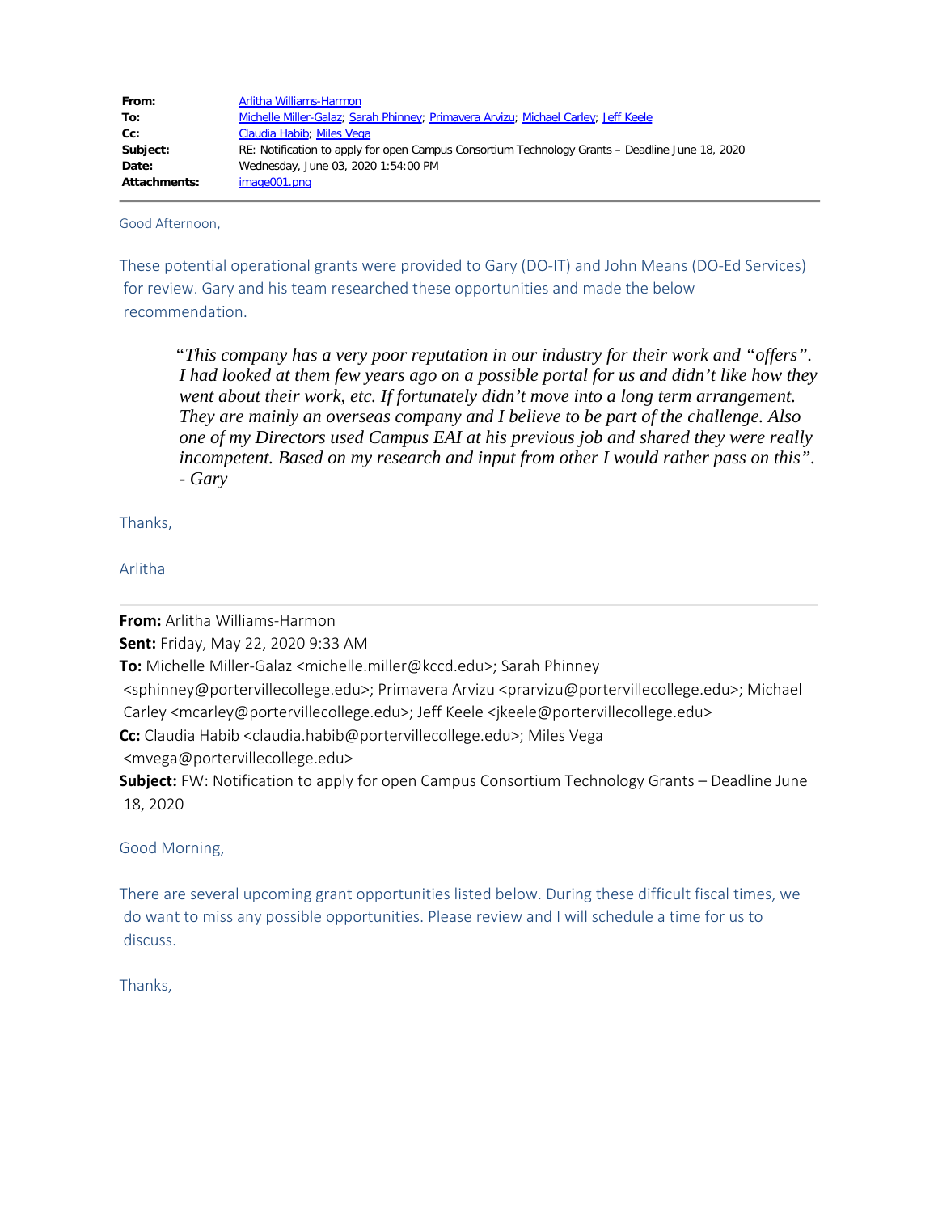| | |
|---|---|
| **From:** | Arlitha Williams-Harmon |
| **To:** | Michelle Miller-Galaz; Sarah Phinney; Primavera Arvizu; Michael Carley; Jeff Keele |
| **Cc:** | Claudia Habib; Miles Vega |
| **Subject:** | RE: Notification to apply for open Campus Consortium Technology Grants – Deadline June 18, 2020 |
| **Date:** | Wednesday, June 03, 2020 1:54:00 PM |
| **Attachments:** | image001.png |

Good Afternoon,

These potential operational grants were provided to Gary (DO-IT) and John Means (DO-Ed Services) for review. Gary and his team researched these opportunities and made the below recommendation.

> *"This company has a very poor reputation in our industry for their work and "offers". I had looked at them few years ago on a possible portal for us and didn't like how they went about their work, etc. If fortunately didn't move into a long term arrangement. They are mainly an overseas company and I believe to be part of the challenge. Also one of my Directors used Campus EAI at his previous job and shared they were really incompetent. Based on my research and input from other I would rather pass on this". - Gary*

Thanks,

Arlitha

---

**From:** Arlitha Williams-Harmon
**Sent:** Friday, May 22, 2020 9:33 AM
**To:** Michelle Miller-Galaz <michelle.miller@kccd.edu>; Sarah Phinney <sphinney@portervillecollege.edu>; Primavera Arvizu <prarvizu@portervillecollege.edu>; Michael Carley <mcarley@portervillecollege.edu>; Jeff Keele <jkeele@portervillecollege.edu>
**Cc:** Claudia Habib <claudia.habib@portervillecollege.edu>; Miles Vega <mvega@portervillecollege.edu>
**Subject:** FW: Notification to apply for open Campus Consortium Technology Grants – Deadline June 18, 2020

Good Morning,

There are several upcoming grant opportunities listed below. During these difficult fiscal times, we do want to miss any possible opportunities. Please review and I will schedule a time for us to discuss.

Thanks,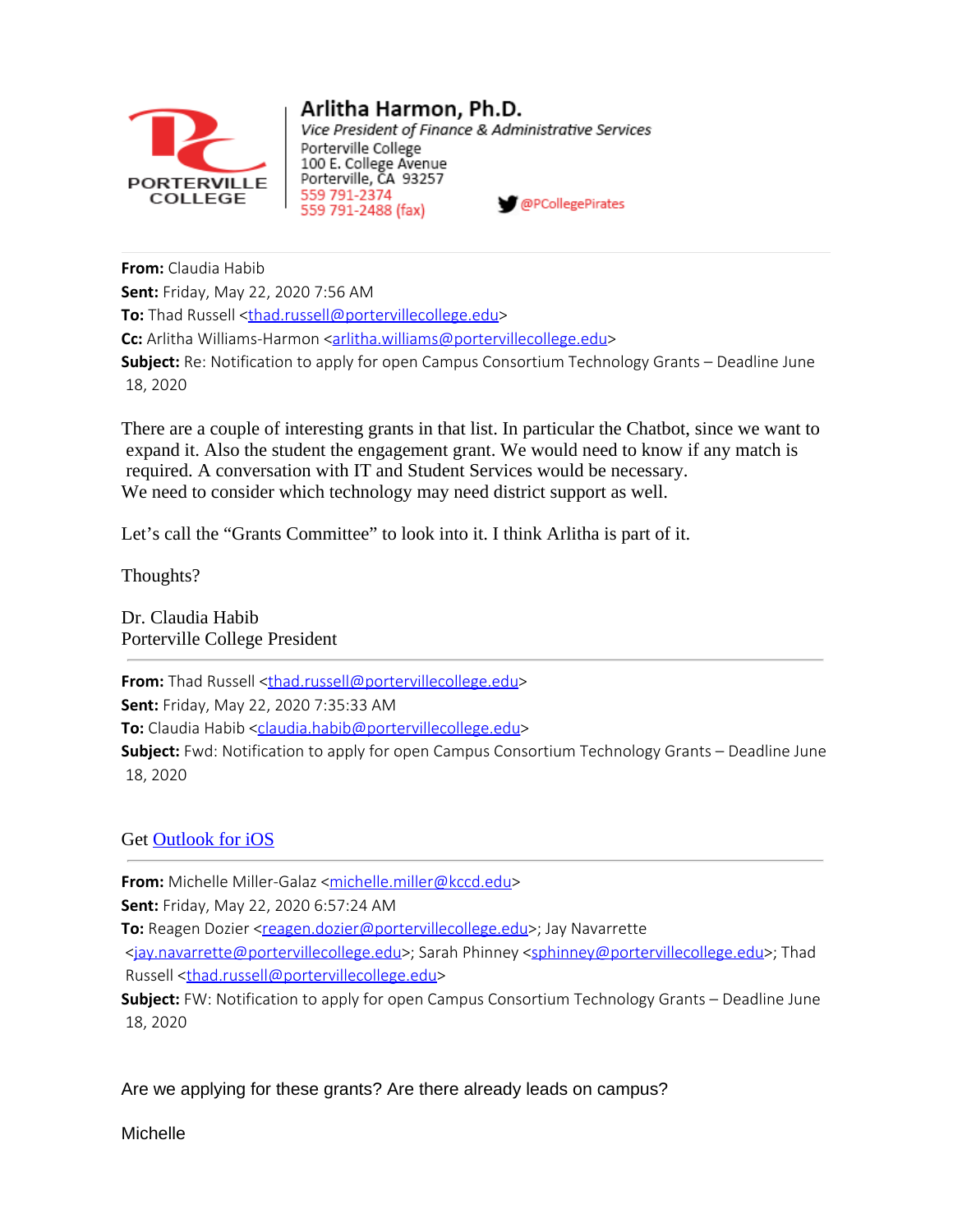PORTERVILLE COLLEGE

**Arlitha Harmon, Ph.D.**
*Vice President of Finance & Administrative Services*
Porterville College
100 E. College Avenue
Porterville, CA 93257
559 791-2374
559 791-2488 (fax)

@PCollegePirates

---

**From:** Claudia Habib
**Sent:** Friday, May 22, 2020 7:56 AM
**To:** Thad Russell <thad.russell@portervillecollege.edu>
**Cc:** Arlitha Williams-Harmon <arlitha.williams@portervillecollege.edu>
**Subject:** Re: Notification to apply for open Campus Consortium Technology Grants – Deadline June 18, 2020

There are a couple of interesting grants in that list. In particular the Chatbot, since we want to expand it. Also the student the engagement grant. We would need to know if any match is required. A conversation with IT and Student Services would be necessary.
We need to consider which technology may need district support as well.

Let's call the "Grants Committee" to look into it. I think Arlitha is part of it.

Thoughts?

Dr. Claudia Habib
Porterville College President

---

**From:** Thad Russell <thad.russell@portervillecollege.edu>
**Sent:** Friday, May 22, 2020 7:35:33 AM
**To:** Claudia Habib <claudia.habib@portervillecollege.edu>
**Subject:** Fwd: Notification to apply for open Campus Consortium Technology Grants – Deadline June 18, 2020

Get Outlook for iOS

---

**From:** Michelle Miller-Galaz <michelle.miller@kccd.edu>
**Sent:** Friday, May 22, 2020 6:57:24 AM
**To:** Reagen Dozier <reagen.dozier@portervillecollege.edu>; Jay Navarrette <jay.navarrette@portervillecollege.edu>; Sarah Phinney <sphinney@portervillecollege.edu>; Thad Russell <thad.russell@portervillecollege.edu>
**Subject:** FW: Notification to apply for open Campus Consortium Technology Grants – Deadline June 18, 2020

Are we applying for these grants? Are there already leads on campus?

Michelle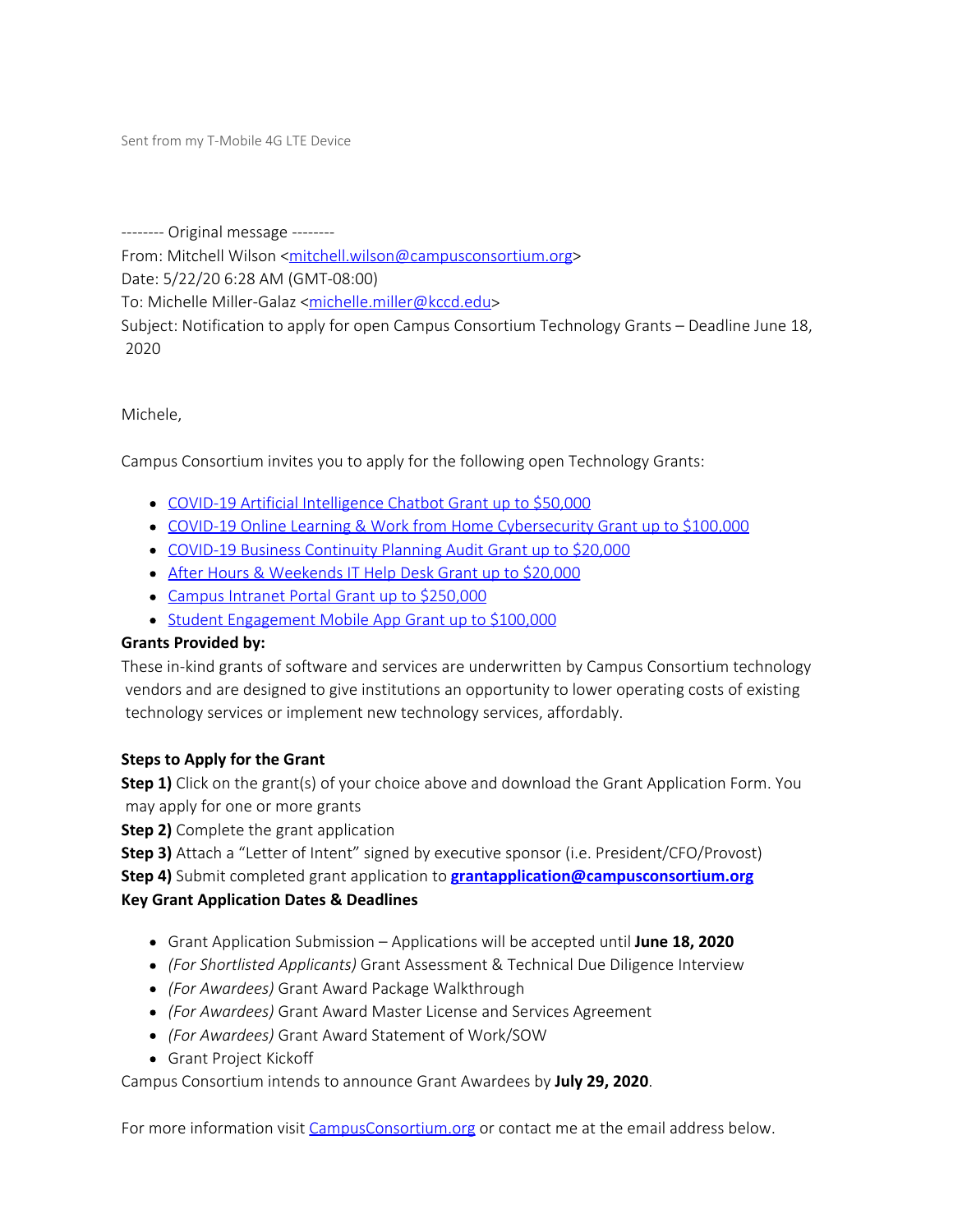Sent from my T-Mobile 4G LTE Device

-------- Original message --------
From: Mitchell Wilson <[mitchell.wilson@campusconsortium.org](mailto:mitchell.wilson@campusconsortium.org)>
Date: 5/22/20 6:28 AM (GMT-08:00)
To: Michelle Miller-Galaz <[michelle.miller@kccd.edu](mailto:michelle.miller@kccd.edu)>
Subject: Notification to apply for open Campus Consortium Technology Grants – Deadline June 18, 2020

Michele,

Campus Consortium invites you to apply for the following open Technology Grants:

- COVID-19 Artificial Intelligence Chatbot Grant up to $50,000
- COVID-19 Online Learning & Work from Home Cybersecurity Grant up to $100,000
- COVID-19 Business Continuity Planning Audit Grant up to $20,000
- After Hours & Weekends IT Help Desk Grant up to $20,000
- Campus Intranet Portal Grant up to $250,000
- Student Engagement Mobile App Grant up to $100,000

**Grants Provided by:**
These in-kind grants of software and services are underwritten by Campus Consortium technology vendors and are designed to give institutions an opportunity to lower operating costs of existing technology services or implement new technology services, affordably.

**Steps to Apply for the Grant**
**Step 1)** Click on the grant(s) of your choice above and download the Grant Application Form. You may apply for one or more grants
**Step 2)** Complete the grant application
**Step 3)** Attach a "Letter of Intent" signed by executive sponsor (i.e. President/CFO/Provost)
**Step 4)** Submit completed grant application to **[grantapplication@campusconsortium.org](mailto:grantapplication@campusconsortium.org)**
**Key Grant Application Dates & Deadlines**

- Grant Application Submission – Applications will be accepted until **June 18, 2020**
- *(For Shortlisted Applicants)* Grant Assessment & Technical Due Diligence Interview
- *(For Awardees)* Grant Award Package Walkthrough
- *(For Awardees)* Grant Award Master License and Services Agreement
- *(For Awardees)* Grant Award Statement of Work/SOW
- Grant Project Kickoff

Campus Consortium intends to announce Grant Awardees by **July 29, 2020**.

For more information visit CampusConsortium.org or contact me at the email address below.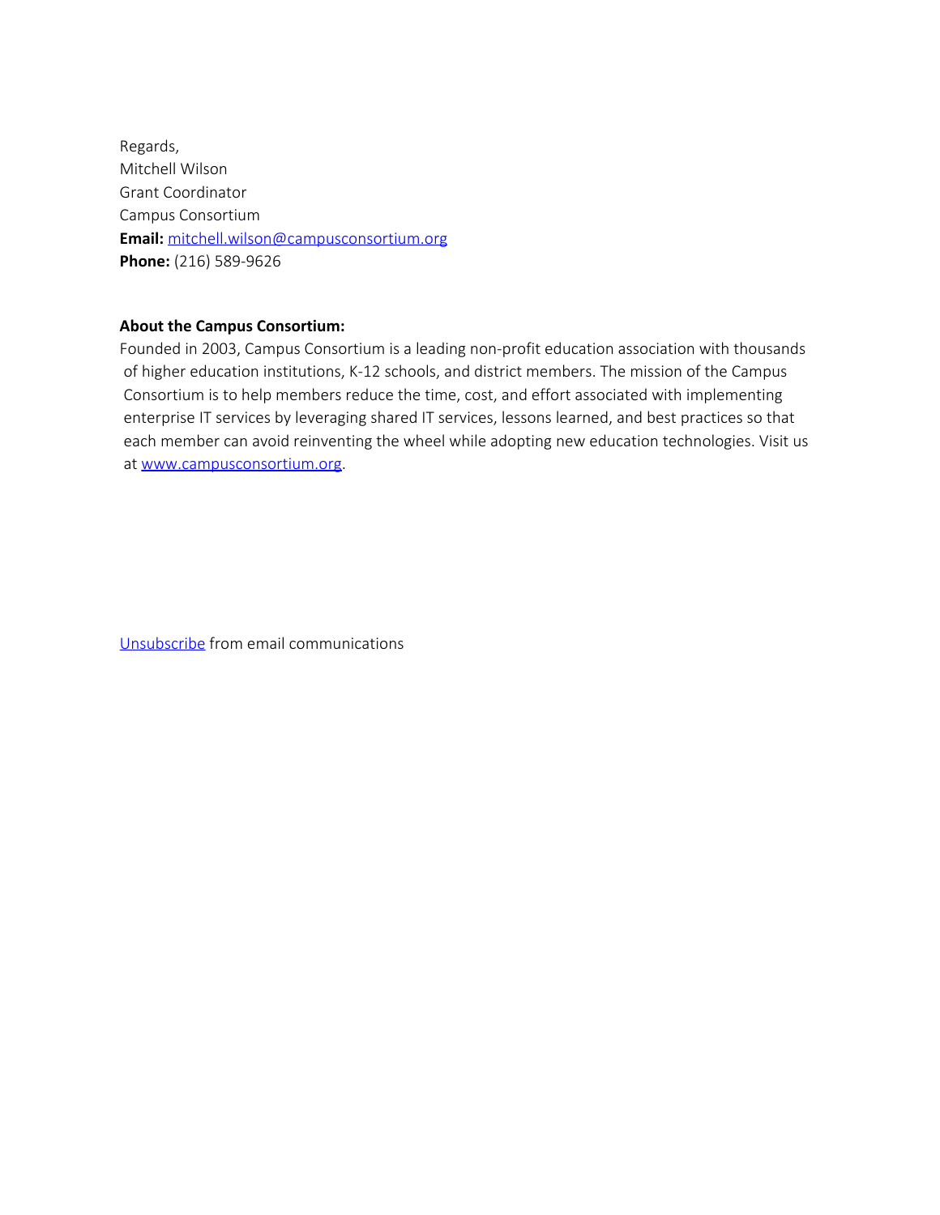Regards,
Mitchell Wilson
Grant Coordinator
Campus Consortium
**Email:** mitchell.wilson@campusconsortium.org
**Phone:** (216) 589-9626

**About the Campus Consortium:**
Founded in 2003, Campus Consortium is a leading non-profit education association with thousands of higher education institutions, K-12 schools, and district members. The mission of the Campus Consortium is to help members reduce the time, cost, and effort associated with implementing enterprise IT services by leveraging shared IT services, lessons learned, and best practices so that each member can avoid reinventing the wheel while adopting new education technologies. Visit us at www.campusconsortium.org.

Unsubscribe from email communications